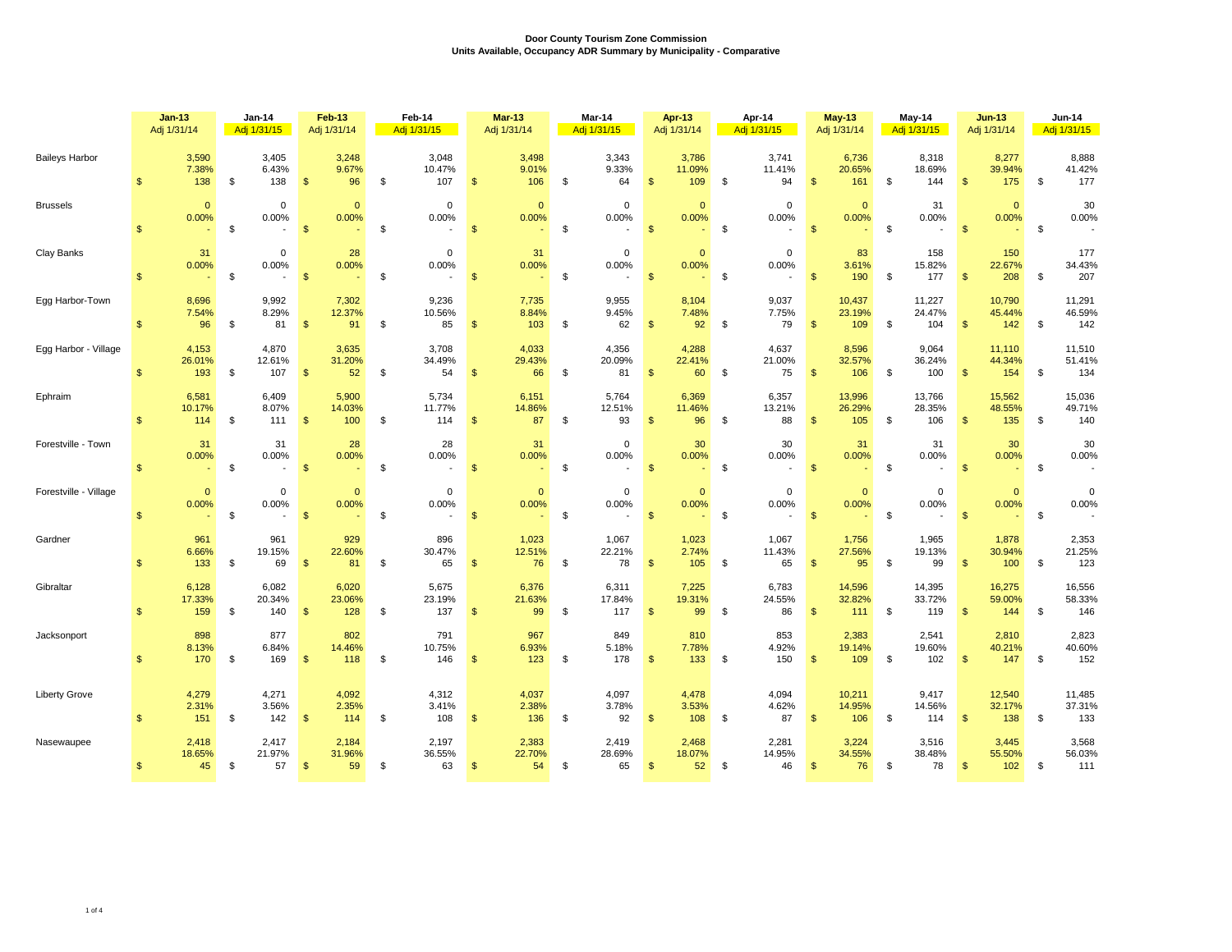**Door County Tourism Zone Commission**
**Units Available, Occupancy ADR Summary by Municipality - Comparative**

| | Jan-13 Adj 1/31/14 | Jan-14 Adj 1/31/15 | Feb-13 Adj 1/31/14 | Feb-14 Adj 1/31/15 | Mar-13 Adj 1/31/14 | Mar-14 Adj 1/31/15 | Apr-13 Adj 1/31/14 | Apr-14 Adj 1/31/15 | May-13 Adj 1/31/14 | May-14 Adj 1/31/15 | Jun-13 Adj 1/31/14 | Jun-14 Adj 1/31/15 |
|---|---|---|---|---|---|---|---|---|---|---|---|---|
| Baileys Harbor | 3,590 | 3,405 | 3,248 | 3,048 | 3,498 | 3,343 | 3,786 | 3,741 | 6,736 | 8,318 | 8,277 | 8,888 |
| | 7.38% | 6.43% | 9.67% | 10.47% | 9.01% | 9.33% | 11.09% | 11.41% | 20.65% | 18.69% | 39.94% | 41.42% |
| | $ 138 | $ 138 | $ 96 | $ 107 | $ 106 | $ 64 | $ 109 | $ 94 | $ 161 | $ 144 | $ 175 | $ 177 |
| Brussels | 0 | 0 | 0 | 0 | 0 | 0 | 0 | 0 | 0 | 31 | 0 | 30 |
| | 0.00% | 0.00% | 0.00% | 0.00% | 0.00% | 0.00% | 0.00% | 0.00% | 0.00% | 0.00% | 0.00% | 0.00% |
| | $ - | $ - | $ - | $ - | $ - | $ - | $ - | $ - | $ - | $ - | $ - | $ - |
| Clay Banks | 31 | 0 | 28 | 0 | 31 | 0 | 0 | 0 | 83 | 158 | 150 | 177 |
| | 0.00% | 0.00% | 0.00% | 0.00% | 0.00% | 0.00% | 0.00% | 0.00% | 3.61% | 15.82% | 22.67% | 34.43% |
| | $ - | $ - | $ - | $ - | $ - | $ - | $ - | $ - | $ 190 | $ 177 | $ 208 | $ 207 |
| Egg Harbor-Town | 8,696 | 9,992 | 7,302 | 9,236 | 7,735 | 9,955 | 8,104 | 9,037 | 10,437 | 11,227 | 10,790 | 11,291 |
| | 7.54% | 8.29% | 12.37% | 10.56% | 8.84% | 9.45% | 7.48% | 7.75% | 23.19% | 24.47% | 45.44% | 46.59% |
| | $ 96 | $ 81 | $ 91 | $ 85 | $ 103 | $ 62 | $ 92 | $ 79 | $ 109 | $ 104 | $ 142 | $ 142 |
| Egg Harbor - Village | 4,153 | 4,870 | 3,635 | 3,708 | 4,033 | 4,356 | 4,288 | 4,637 | 8,596 | 9,064 | 11,110 | 11,510 |
| | 26.01% | 12.61% | 31.20% | 34.49% | 29.43% | 20.09% | 22.41% | 21.00% | 32.57% | 36.24% | 44.34% | 51.41% |
| | $ 193 | $ 107 | $ 52 | $ 54 | $ 66 | $ 81 | $ 60 | $ 75 | $ 106 | $ 100 | $ 154 | $ 134 |
| Ephraim | 6,581 | 6,409 | 5,900 | 5,734 | 6,151 | 5,764 | 6,369 | 6,357 | 13,996 | 13,766 | 15,562 | 15,036 |
| | 10.17% | 8.07% | 14.03% | 11.77% | 14.86% | 12.51% | 11.46% | 13.21% | 26.29% | 28.35% | 48.55% | 49.71% |
| | $ 114 | $ 111 | $ 100 | $ 114 | $ 87 | $ 93 | $ 96 | $ 88 | $ 105 | $ 106 | $ 135 | $ 140 |
| Forestville - Town | 31 | 31 | 28 | 28 | 31 | 0 | 30 | 30 | 31 | 31 | 30 | 30 |
| | 0.00% | 0.00% | 0.00% | 0.00% | 0.00% | 0.00% | 0.00% | 0.00% | 0.00% | 0.00% | 0.00% | 0.00% |
| | $ - | $ - | $ - | $ - | $ - | $ - | $ - | $ - | $ - | $ - | $ - | $ - |
| Forestville - Village | 0 | 0 | 0 | 0 | 0 | 0 | 0 | 0 | 0 | 0 | 0 | 0 |
| | 0.00% | 0.00% | 0.00% | 0.00% | 0.00% | 0.00% | 0.00% | 0.00% | 0.00% | 0.00% | 0.00% | 0.00% |
| | $ - | $ - | $ - | $ - | $ - | $ - | $ - | $ - | $ - | $ - | $ - | $ - |
| Gardner | 961 | 961 | 929 | 896 | 1,023 | 1,067 | 1,023 | 1,067 | 1,756 | 1,965 | 1,878 | 2,353 |
| | 6.66% | 19.15% | 22.60% | 30.47% | 12.51% | 22.21% | 2.74% | 11.43% | 27.56% | 19.13% | 30.94% | 21.25% |
| | $ 133 | $ 69 | $ 81 | $ 65 | $ 76 | $ 78 | $ 105 | $ 65 | $ 95 | $ 99 | $ 100 | $ 123 |
| Gibraltar | 6,128 | 6,082 | 6,020 | 5,675 | 6,376 | 6,311 | 7,225 | 6,783 | 14,596 | 14,395 | 16,275 | 16,556 |
| | 17.33% | 20.34% | 23.06% | 23.19% | 21.63% | 17.84% | 19.31% | 24.55% | 32.82% | 33.72% | 59.00% | 58.33% |
| | $ 159 | $ 140 | $ 128 | $ 137 | $ 99 | $ 117 | $ 99 | $ 86 | $ 111 | $ 119 | $ 144 | $ 146 |
| Jacksonport | 898 | 877 | 802 | 791 | 967 | 849 | 810 | 853 | 2,383 | 2,541 | 2,810 | 2,823 |
| | 8.13% | 6.84% | 14.46% | 10.75% | 6.93% | 5.18% | 7.78% | 4.92% | 19.14% | 19.60% | 40.21% | 40.60% |
| | $ 170 | $ 169 | $ 118 | $ 146 | $ 123 | $ 178 | $ 133 | $ 150 | $ 109 | $ 102 | $ 147 | $ 152 |
| Liberty Grove | 4,279 | 4,271 | 4,092 | 4,312 | 4,037 | 4,097 | 4,478 | 4,094 | 10,211 | 9,417 | 12,540 | 11,485 |
| | 2.31% | 3.56% | 2.35% | 3.41% | 2.38% | 3.78% | 3.53% | 4.62% | 14.95% | 14.56% | 32.17% | 37.31% |
| | $ 151 | $ 142 | $ 114 | $ 108 | $ 136 | $ 92 | $ 108 | $ 87 | $ 106 | $ 114 | $ 138 | $ 133 |
| Nasewaupee | 2,418 | 2,417 | 2,184 | 2,197 | 2,383 | 2,419 | 2,468 | 2,281 | 3,224 | 3,516 | 3,445 | 3,568 |
| | 18.65% | 21.97% | 31.96% | 36.55% | 22.70% | 28.69% | 18.07% | 14.95% | 34.55% | 38.48% | 55.50% | 56.03% |
| | $ 45 | $ 57 | $ 59 | $ 63 | $ 54 | $ 65 | $ 52 | $ 46 | $ 76 | $ 78 | $ 102 | $ 111 |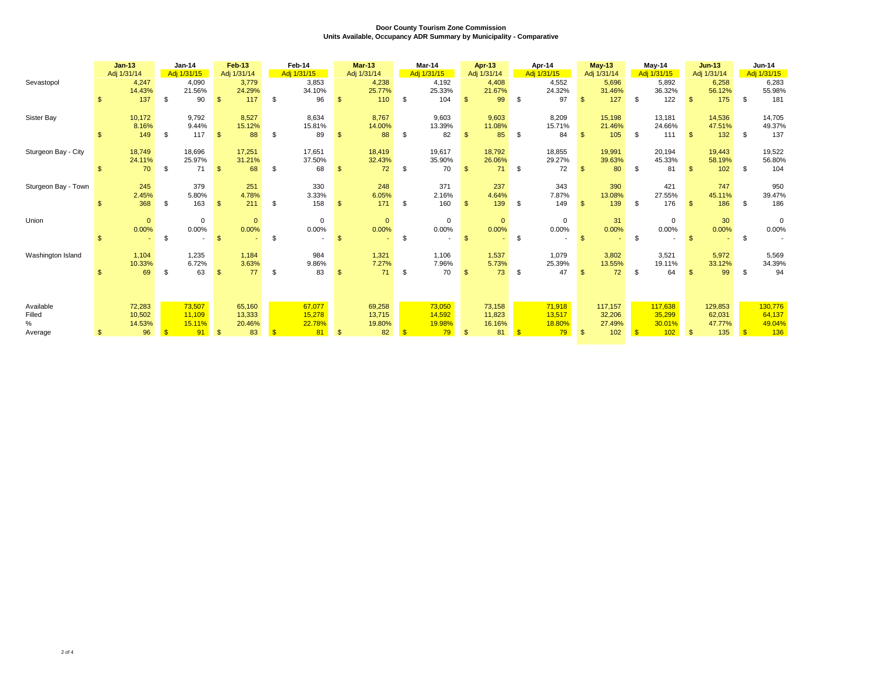**Door County Tourism Zone Commission**
**Units Available, Occupancy ADR Summary by Municipality - Comparative**

| | Jan-13 | Jan-14 | Feb-13 | Feb-14 | Mar-13 | Mar-14 | Apr-13 | Apr-14 | May-13 | May-14 | Jun-13 | Jun-14 |
|---|---|---|---|---|---|---|---|---|---|---|---|---|
| | Adj 1/31/14 | Adj 1/31/15 | Adj 1/31/14 | Adj 1/31/15 | Adj 1/31/14 | Adj 1/31/15 | Adj 1/31/14 | Adj 1/31/15 | Adj 1/31/14 | Adj 1/31/15 | Adj 1/31/14 | Adj 1/31/15 |
| Sevastopol | 4,247 | 4,090 | 3,779 | 3,853 | 4,238 | 4,192 | 4,408 | 4,552 | 5,696 | 5,892 | 6,258 | 6,283 |
| | 14.43% | 21.56% | 24.29% | 34.10% | 25.77% | 25.33% | 21.67% | 24.32% | 31.46% | 36.32% | 56.12% | 55.98% |
| | $ 137 | $ 90 | $ 117 | $ 96 | $ 110 | $ 104 | $ 99 | $ 97 | $ 127 | $ 122 | $ 175 | $ 181 |
| Sister Bay | 10,172 | 9,792 | 8,527 | 8,634 | 8,767 | 9,603 | 9,603 | 8,209 | 15,198 | 13,181 | 14,536 | 14,705 |
| | 8.16% | 9.44% | 15.12% | 15.81% | 14.00% | 13.39% | 11.08% | 15.71% | 21.46% | 24.66% | 47.51% | 49.37% |
| | $ 149 | $ 117 | $ 88 | $ 89 | $ 88 | $ 82 | $ 85 | $ 84 | $ 105 | $ 111 | $ 132 | $ 137 |
| Sturgeon Bay - City | 18,749 | 18,696 | 17,251 | 17,651 | 18,419 | 19,617 | 18,792 | 18,855 | 19,991 | 20,194 | 19,443 | 19,522 |
| | 24.11% | 25.97% | 31.21% | 37.50% | 32.43% | 35.90% | 26.06% | 29.27% | 39.63% | 45.33% | 58.19% | 56.80% |
| | $ 70 | $ 71 | $ 68 | $ 68 | $ 72 | $ 70 | $ 71 | $ 72 | $ 80 | $ 81 | $ 102 | $ 104 |
| Sturgeon Bay - Town | 245 | 379 | 251 | 330 | 248 | 371 | 237 | 343 | 390 | 421 | 747 | 950 |
| | 2.45% | 5.80% | 4.78% | 3.33% | 6.05% | 2.16% | 4.64% | 7.87% | 13.08% | 27.55% | 45.11% | 39.47% |
| | $ 368 | $ 163 | $ 211 | $ 158 | $ 171 | $ 160 | $ 139 | $ 149 | $ 139 | $ 176 | $ 186 | $ 186 |
| Union | 0 | 0 | 0 | 0 | 0 | 0 | 0 | 0 | 31 | 0 | 30 | 0 |
| | 0.00% | 0.00% | 0.00% | 0.00% | 0.00% | 0.00% | 0.00% | 0.00% | 0.00% | 0.00% | 0.00% | 0.00% |
| | $ - | $ - | $ - | $ - | $ - | $ - | $ - | $ - | $ - | $ - | $ - | $ - |
| Washington Island | 1,104 | 1,235 | 1,184 | 984 | 1,321 | 1,106 | 1,537 | 1,079 | 3,802 | 3,521 | 5,972 | 5,569 |
| | 10.33% | 6.72% | 3.63% | 9.86% | 7.27% | 7.96% | 5.73% | 25.39% | 13.55% | 19.11% | 33.12% | 34.39% |
| | $ 69 | $ 63 | $ 77 | $ 83 | $ 71 | $ 70 | $ 73 | $ 47 | $ 72 | $ 64 | $ 99 | $ 94 |
| Available | 72,283 | 73,507 | 65,160 | 67,077 | 69,258 | 73,050 | 73,158 | 71,918 | 117,157 | 117,638 | 129,853 | 130,776 |
| Filled | 10,502 | 11,109 | 13,333 | 15,278 | 13,715 | 14,592 | 11,823 | 13,517 | 32,206 | 35,299 | 62,031 | 64,137 |
| % | 14.53% | 15.11% | 20.46% | 22.78% | 19.80% | 19.98% | 16.16% | 18.80% | 27.49% | 30.01% | 47.77% | 49.04% |
| Average | $ 96 | $ 91 | $ 83 | $ 81 | $ 82 | $ 79 | $ 81 | $ 79 | $ 102 | $ 102 | $ 135 | $ 136 |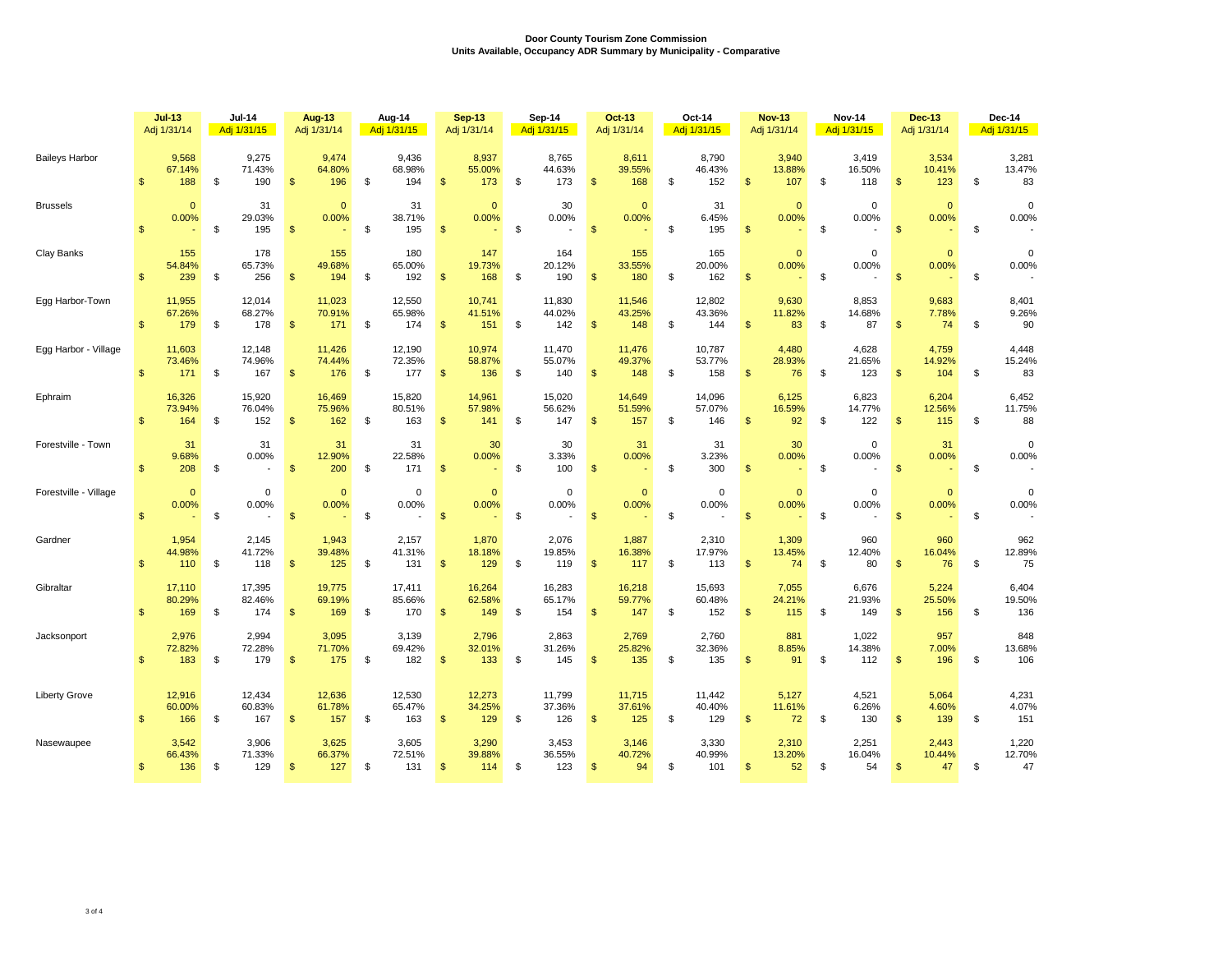**Door County Tourism Zone Commission**
**Units Available, Occupancy ADR Summary by Municipality - Comparative**

| Municipality | Metric | Jul-13 Adj 1/31/14 | Jul-14 Adj 1/31/15 | Aug-13 Adj 1/31/14 | Aug-14 Adj 1/31/15 | Sep-13 Adj 1/31/14 | Sep-14 Adj 1/31/15 | Oct-13 Adj 1/31/14 | Oct-14 Adj 1/31/15 | Nov-13 Adj 1/31/14 | Nov-14 Adj 1/31/15 | Dec-13 Adj 1/31/14 | Dec-14 Adj 1/31/15 |
|---|---|---|---|---|---|---|---|---|---|---|---|---|---|
| Baileys Harbor | Units | 9,568 | 9,275 | 9,474 | 9,436 | 8,937 | 8,765 | 8,611 | 8,790 | 3,940 | 3,419 | 3,534 | 3,281 |
| | Occupancy | 67.14% | 71.43% | 64.80% | 68.98% | 55.00% | 44.63% | 39.55% | 46.43% | 13.88% | 16.50% | 10.41% | 13.47% |
| | ADR | $ 188 | $ 190 | $ 196 | $ 194 | $ 173 | $ 173 | $ 168 | $ 152 | $ 107 | $ 118 | $ 123 | $ 83 |
| Brussels | Units | 0 | 31 | 0 | 31 | 0 | 30 | 0 | 31 | 0 | 0 | 0 | 0 |
| | Occupancy | 0.00% | 29.03% | 0.00% | 38.71% | 0.00% | 0.00% | 0.00% | 6.45% | 0.00% | 0.00% | 0.00% | 0.00% |
| | ADR | $ - | $ 195 | $ - | $ 195 | $ - | $ - | $ - | $ 195 | $ - | $ - | $ - | $ - |
| Clay Banks | Units | 155 | 178 | 155 | 180 | 147 | 164 | 155 | 165 | 0 | 0 | 0 | 0 |
| | Occupancy | 54.84% | 65.73% | 49.68% | 65.00% | 19.73% | 20.12% | 33.55% | 20.00% | 0.00% | 0.00% | 0.00% | 0.00% |
| | ADR | $ 239 | $ 256 | $ 194 | $ 192 | $ 168 | $ 190 | $ 180 | $ 162 | $ - | $ - | $ - | $ - |
| Egg Harbor-Town | Units | 11,955 | 12,014 | 11,023 | 12,550 | 10,741 | 11,830 | 11,546 | 12,802 | 9,630 | 8,853 | 9,683 | 8,401 |
| | Occupancy | 67.26% | 68.27% | 70.91% | 65.98% | 41.51% | 44.02% | 43.25% | 43.36% | 11.82% | 14.68% | 7.78% | 9.26% |
| | ADR | $ 179 | $ 178 | $ 171 | $ 174 | $ 151 | $ 142 | $ 148 | $ 144 | $ 83 | $ 87 | $ 74 | $ 90 |
| Egg Harbor - Village | Units | 11,603 | 12,148 | 11,426 | 12,190 | 10,974 | 11,470 | 11,476 | 10,787 | 4,480 | 4,628 | 4,759 | 4,448 |
| | Occupancy | 73.46% | 74.96% | 74.44% | 72.35% | 58.87% | 55.07% | 49.37% | 53.77% | 28.93% | 21.65% | 14.92% | 15.24% |
| | ADR | $ 171 | $ 167 | $ 176 | $ 177 | $ 136 | $ 140 | $ 148 | $ 158 | $ 76 | $ 123 | $ 104 | $ 83 |
| Ephraim | Units | 16,326 | 15,920 | 16,469 | 15,820 | 14,961 | 15,020 | 14,649 | 14,096 | 6,125 | 6,823 | 6,204 | 6,452 |
| | Occupancy | 73.94% | 76.04% | 75.96% | 80.51% | 57.98% | 56.62% | 51.59% | 57.07% | 16.59% | 14.77% | 12.56% | 11.75% |
| | ADR | $ 164 | $ 152 | $ 162 | $ 163 | $ 141 | $ 147 | $ 157 | $ 146 | $ 92 | $ 122 | $ 115 | $ 88 |
| Forestville - Town | Units | 31 | 31 | 31 | 31 | 30 | 30 | 31 | 31 | 30 | 0 | 31 | 0 |
| | Occupancy | 9.68% | 0.00% | 12.90% | 22.58% | 0.00% | 3.33% | 0.00% | 3.23% | 0.00% | 0.00% | 0.00% | 0.00% |
| | ADR | $ 208 | $ - | $ 200 | $ 171 | $ - | $ 100 | $ - | $ 300 | $ - | $ - | $ - | $ - |
| Forestville - Village | Units | 0 | 0 | 0 | 0 | 0 | 0 | 0 | 0 | 0 | 0 | 0 | 0 |
| | Occupancy | 0.00% | 0.00% | 0.00% | 0.00% | 0.00% | 0.00% | 0.00% | 0.00% | 0.00% | 0.00% | 0.00% | 0.00% |
| | ADR | $ - | $ - | $ - | $ - | $ - | $ - | $ - | $ - | $ - | $ - | $ - | $ - |
| Gardner | Units | 1,954 | 2,145 | 1,943 | 2,157 | 1,870 | 2,076 | 1,887 | 2,310 | 1,309 | 960 | 960 | 962 |
| | Occupancy | 44.98% | 41.72% | 39.48% | 41.31% | 18.18% | 19.85% | 16.38% | 17.97% | 13.45% | 12.40% | 16.04% | 12.89% |
| | ADR | $ 110 | $ 118 | $ 125 | $ 131 | $ 129 | $ 119 | $ 117 | $ 113 | $ 74 | $ 80 | $ 76 | $ 75 |
| Gibraltar | Units | 17,110 | 17,395 | 19,775 | 17,411 | 16,264 | 16,283 | 16,218 | 15,693 | 7,055 | 6,676 | 5,224 | 6,404 |
| | Occupancy | 80.29% | 82.46% | 69.19% | 85.66% | 62.58% | 65.17% | 59.77% | 60.48% | 24.21% | 21.93% | 25.50% | 19.50% |
| | ADR | $ 169 | $ 174 | $ 169 | $ 170 | $ 149 | $ 154 | $ 147 | $ 152 | $ 115 | $ 149 | $ 156 | $ 136 |
| Jacksonport | Units | 2,976 | 2,994 | 3,095 | 3,139 | 2,796 | 2,863 | 2,769 | 2,760 | 881 | 1,022 | 957 | 848 |
| | Occupancy | 72.82% | 72.28% | 71.70% | 69.42% | 32.01% | 31.26% | 25.82% | 32.36% | 8.85% | 14.38% | 7.00% | 13.68% |
| | ADR | $ 183 | $ 179 | $ 175 | $ 182 | $ 133 | $ 145 | $ 135 | $ 135 | $ 91 | $ 112 | $ 196 | $ 106 |
| Liberty Grove | Units | 12,916 | 12,434 | 12,636 | 12,530 | 12,273 | 11,799 | 11,715 | 11,442 | 5,127 | 4,521 | 5,064 | 4,231 |
| | Occupancy | 60.00% | 60.83% | 61.78% | 65.47% | 34.25% | 37.36% | 37.61% | 40.40% | 11.61% | 6.26% | 4.60% | 4.07% |
| | ADR | $ 166 | $ 167 | $ 157 | $ 163 | $ 129 | $ 126 | $ 125 | $ 129 | $ 72 | $ 130 | $ 139 | $ 151 |
| Nasewaupee | Units | 3,542 | 3,906 | 3,625 | 3,605 | 3,290 | 3,453 | 3,146 | 3,330 | 2,310 | 2,251 | 2,443 | 1,220 |
| | Occupancy | 66.43% | 71.33% | 66.37% | 72.51% | 39.88% | 36.55% | 40.72% | 40.99% | 13.20% | 16.04% | 10.44% | 12.70% |
| | ADR | $ 136 | $ 129 | $ 127 | $ 131 | $ 114 | $ 123 | $ 94 | $ 101 | $ 52 | $ 54 | $ 47 | $ 47 |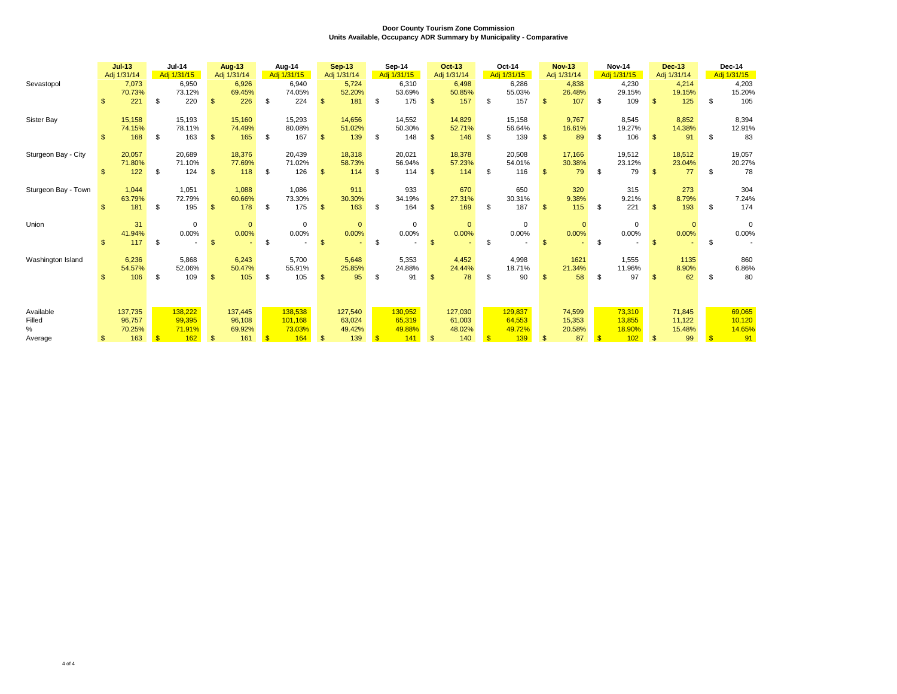**Door County Tourism Zone Commission**
**Units Available, Occupancy ADR Summary by Municipality - Comparative**

| | Jul-13 Adj 1/31/14 | Jul-14 Adj 1/31/15 | Aug-13 Adj 1/31/14 | Aug-14 Adj 1/31/15 | Sep-13 Adj 1/31/14 | Sep-14 Adj 1/31/15 | Oct-13 Adj 1/31/14 | Oct-14 Adj 1/31/15 | Nov-13 Adj 1/31/14 | Nov-14 Adj 1/31/15 | Dec-13 Adj 1/31/14 | Dec-14 Adj 1/31/15 |
|---|---|---|---|---|---|---|---|---|---|---|---|---|
| Sevastopol | 7,073 | 6,950 | 6,926 | 6,940 | 5,724 | 6,310 | 6,498 | 6,286 | 4,838 | 4,230 | 4,214 | 4,203 |
| | 70.73% | 73.12% | 69.45% | 74.05% | 52.20% | 53.69% | 50.85% | 55.03% | 26.48% | 29.15% | 19.15% | 15.20% |
| | $ 221 | $ 220 | $ 226 | $ 224 | $ 181 | $ 175 | $ 157 | $ 157 | $ 107 | $ 109 | $ 125 | $ 105 |
| Sister Bay | 15,158 | 15,193 | 15,160 | 15,293 | 14,656 | 14,552 | 14,829 | 15,158 | 9,767 | 8,545 | 8,852 | 8,394 |
| | 74.15% | 78.11% | 74.49% | 80.08% | 51.02% | 50.30% | 52.71% | 56.64% | 16.61% | 19.27% | 14.38% | 12.91% |
| | $ 168 | $ 163 | $ 165 | $ 167 | $ 139 | $ 148 | $ 146 | $ 139 | $ 89 | $ 106 | $ 91 | $ 83 |
| Sturgeon Bay - City | 20,057 | 20,689 | 18,376 | 20,439 | 18,318 | 20,021 | 18,378 | 20,508 | 17,166 | 19,512 | 18,512 | 19,057 |
| | 71.80% | 71.10% | 77.69% | 71.02% | 58.73% | 56.94% | 57.23% | 54.01% | 30.38% | 23.12% | 23.04% | 20.27% |
| | $ 122 | $ 124 | $ 118 | $ 126 | $ 114 | $ 114 | $ 114 | $ 116 | $ 79 | $ 79 | $ 77 | $ 78 |
| Sturgeon Bay - Town | 1,044 | 1,051 | 1,088 | 1,086 | 911 | 933 | 670 | 650 | 320 | 315 | 273 | 304 |
| | 63.79% | 72.79% | 60.66% | 73.30% | 30.30% | 34.19% | 27.31% | 30.31% | 9.38% | 9.21% | 8.79% | 7.24% |
| | $ 181 | $ 195 | $ 178 | $ 175 | $ 163 | $ 164 | $ 169 | $ 187 | $ 115 | $ 221 | $ 193 | $ 174 |
| Union | 31 | 0 | 0 | 0 | 0 | 0 | 0 | 0 | 0 | 0 | 0 | 0 |
| | 41.94% | 0.00% | 0.00% | 0.00% | 0.00% | 0.00% | 0.00% | 0.00% | 0.00% | 0.00% | 0.00% | 0.00% |
| | $ 117 | $ - | $ - | $ - | $ - | $ - | $ - | $ - | $ - | $ - | $ - | $ - |
| Washington Island | 6,236 | 5,868 | 6,243 | 5,700 | 5,648 | 5,353 | 4,452 | 4,998 | 1621 | 1,555 | 1135 | 860 |
| | 54.57% | 52.06% | 50.47% | 55.91% | 25.85% | 24.88% | 24.44% | 18.71% | 21.34% | 11.96% | 8.90% | 6.86% |
| | $ 106 | $ 109 | $ 105 | $ 105 | $ 95 | $ 91 | $ 78 | $ 90 | $ 58 | $ 97 | $ 62 | $ 80 |
| Available | 137,735 | 138,222 | 137,445 | 138,538 | 127,540 | 130,952 | 127,030 | 129,837 | 74,599 | 73,310 | 71,845 | 69,065 |
| Filled | 96,757 | 99,395 | 96,108 | 101,168 | 63,024 | 65,319 | 61,003 | 64,553 | 15,353 | 13,855 | 11,122 | 10,120 |
| % | 70.25% | 71.91% | 69.92% | 73.03% | 49.42% | 49.88% | 48.02% | 49.72% | 20.58% | 18.90% | 15.48% | 14.65% |
| Average | $ 163 | $ 162 | $ 161 | $ 164 | $ 139 | $ 141 | $ 140 | $ 139 | $ 87 | $ 102 | $ 99 | $ 91 |